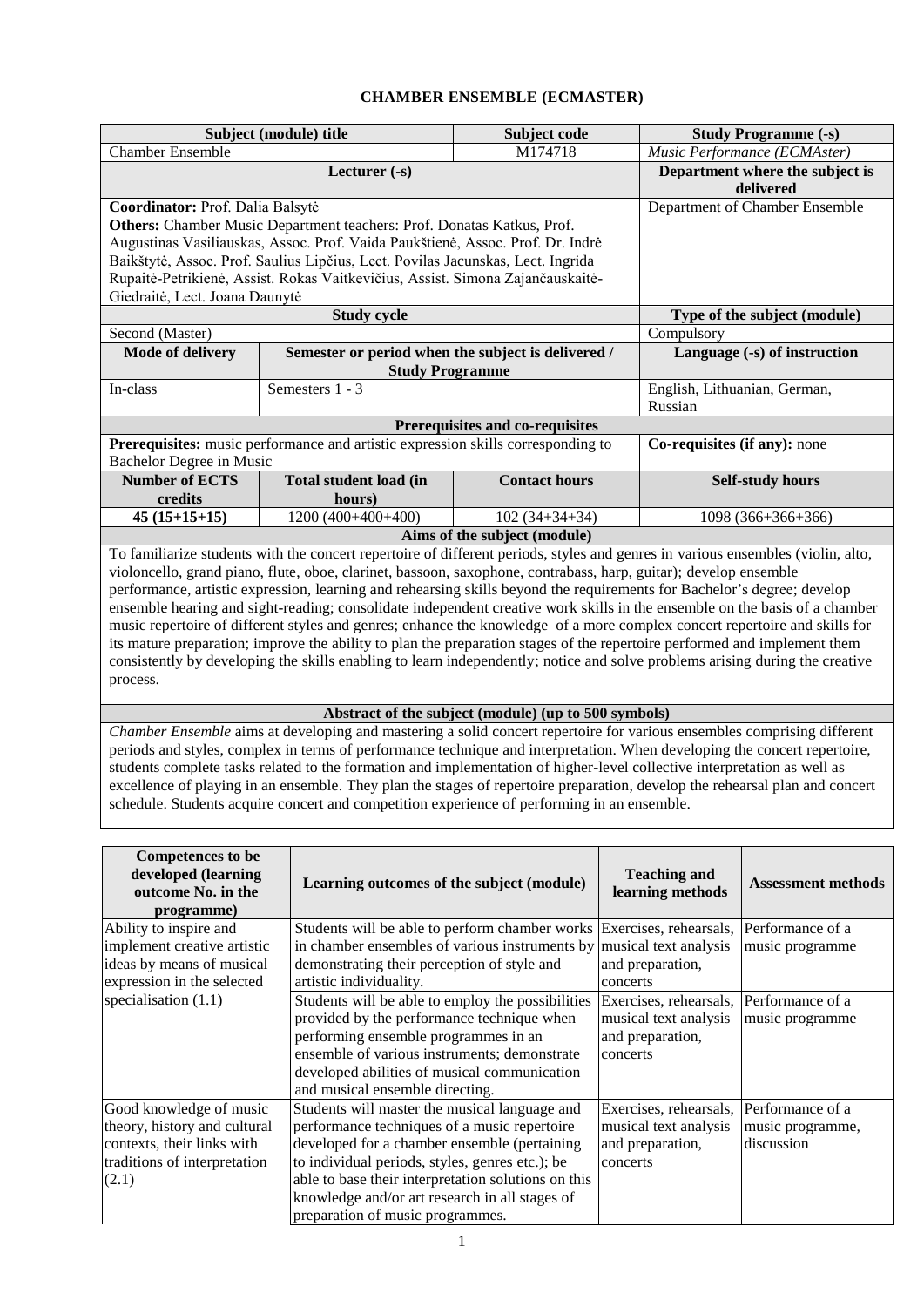# CHAMBER ENSEMBLE (ECMASTER)

| Subject (module) title | | Subject code | Study Programme (-s) |
|---|---|---|---|
| Chamber Ensemble | | M174718 | *Music Performance (ECMAster)* |
| Lecturer (-s) | | | Department where the subject is delivered |
| **Coordinator:** Prof. Dalia Balsytė<br>**Others:** Chamber Music Department teachers: Prof. Donatas Katkus, Prof. Augustinas Vasiliauskas, Assoc. Prof. Vaida Paukštienė, Assoc. Prof. Dr. Indrė Baikštytė, Assoc. Prof. Saulius Lipčius, Lect. Povilas Jacunskas, Lect. Ingrida Rupaitė-Petrikienė, Assist. Rokas Vaitkevičius, Assist. Simona Zajančauskaitė-Giedraitė, Lect. Joana Daunytė | | | Department of Chamber Ensemble |
| Study cycle | | | Type of the subject (module) |
| Second (Master) | | | Compulsory |
| Mode of delivery | Semester or period when the subject is delivered / Study Programme | | Language (-s) of instruction |
| In-class | Semesters 1 - 3 | | English, Lithuanian, German, Russian |
| Prerequisites and co-requisites | | | |
| **Prerequisites:** music performance and artistic expression skills corresponding to Bachelor Degree in Music | | | **Co-requisites (if any):** none |
| Number of ECTS credits | Total student load (in hours) | Contact hours | Self-study hours |
| 45 (15+15+15) | 1200 (400+400+400) | 102 (34+34+34) | 1098 (366+366+366) |

**Aims of the subject (module)**

To familiarize students with the concert repertoire of different periods, styles and genres in various ensembles (violin, alto, violoncello, grand piano, flute, oboe, clarinet, bassoon, saxophone, contrabass, harp, guitar); develop ensemble performance, artistic expression, learning and rehearsing skills beyond the requirements for Bachelor's degree; develop ensemble hearing and sight-reading; consolidate independent creative work skills in the ensemble on the basis of a chamber music repertoire of different styles and genres; enhance the knowledge of a more complex concert repertoire and skills for its mature preparation; improve the ability to plan the preparation stages of the repertoire performed and implement them consistently by developing the skills enabling to learn independently; notice and solve problems arising during the creative process.

**Abstract of the subject (module) (up to 500 symbols)**

*Chamber Ensemble* aims at developing and mastering a solid concert repertoire for various ensembles comprising different periods and styles, complex in terms of performance technique and interpretation. When developing the concert repertoire, students complete tasks related to the formation and implementation of higher-level collective interpretation as well as excellence of playing in an ensemble. They plan the stages of repertoire preparation, develop the rehearsal plan and concert schedule. Students acquire concert and competition experience of performing in an ensemble.

| Competences to be developed (learning outcome No. in the programme) | Learning outcomes of the subject (module) | Teaching and learning methods | Assessment methods |
|---|---|---|---|
| Ability to inspire and implement creative artistic ideas by means of musical expression in the selected specialisation (1.1) | Students will be able to perform chamber works in chamber ensembles of various instruments by demonstrating their perception of style and artistic individuality. | Exercises, rehearsals, musical text analysis and preparation, concerts | Performance of a music programme |
| | Students will be able to employ the possibilities provided by the performance technique when performing ensemble programmes in an ensemble of various instruments; demonstrate developed abilities of musical communication and musical ensemble directing. | Exercises, rehearsals, musical text analysis and preparation, concerts | Performance of a music programme |
| Good knowledge of music theory, history and cultural contexts, their links with traditions of interpretation (2.1) | Students will master the musical language and performance techniques of a music repertoire developed for a chamber ensemble (pertaining to individual periods, styles, genres etc.); be able to base their interpretation solutions on this knowledge and/or art research in all stages of preparation of music programmes. | Exercises, rehearsals, musical text analysis and preparation, concerts | Performance of a music programme, discussion |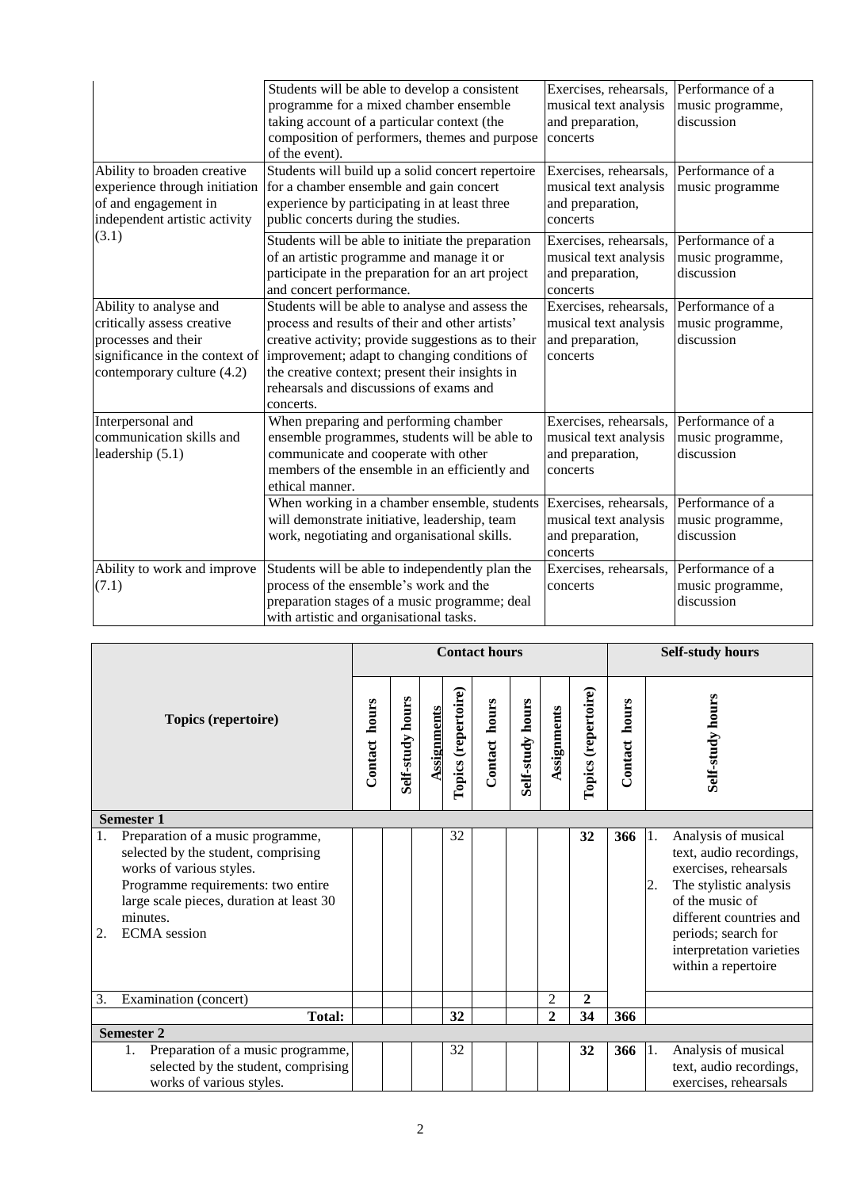| | | | |
|---|---|---|---|
| | Students will be able to develop a consistent programme for a mixed chamber ensemble taking account of a particular context (the composition of performers, themes and purpose of the event). | Exercises, rehearsals, musical text analysis and preparation, concerts | Performance of a music programme, discussion |
| Ability to broaden creative experience through initiation of and engagement in independent artistic activity (3.1) | Students will build up a solid concert repertoire for a chamber ensemble and gain concert experience by participating in at least three public concerts during the studies. | Exercises, rehearsals, musical text analysis and preparation, concerts | Performance of a music programme |
| | Students will be able to initiate the preparation of an artistic programme and manage it or participate in the preparation for an art project and concert performance. | Exercises, rehearsals, musical text analysis and preparation, concerts | Performance of a music programme, discussion |
| Ability to analyse and critically assess creative processes and their significance in the context of contemporary culture (4.2) | Students will be able to analyse and assess the process and results of their and other artists' creative activity; provide suggestions as to their improvement; adapt to changing conditions of the creative context; present their insights in rehearsals and discussions of exams and concerts. | Exercises, rehearsals, musical text analysis and preparation, concerts | Performance of a music programme, discussion |
| Interpersonal and communication skills and leadership (5.1) | When preparing and performing chamber ensemble programmes, students will be able to communicate and cooperate with other members of the ensemble in an efficiently and ethical manner. | Exercises, rehearsals, musical text analysis and preparation, concerts | Performance of a music programme, discussion |
| | When working in a chamber ensemble, students will demonstrate initiative, leadership, team work, negotiating and organisational skills. | Exercises, rehearsals, musical text analysis and preparation, concerts | Performance of a music programme, discussion |
| Ability to work and improve (7.1) | Students will be able to independently plan the process of the ensemble's work and the preparation stages of a music programme; deal with artistic and organisational tasks. | Exercises, rehearsals, concerts | Performance of a music programme, discussion |

| Topics (repertoire) | Contact hours | | | | | | | | Self-study hours | |
|---|---|---|---|---|---|---|---|---|---|---|
| | Contact hours | Self-study hours | Assignments | Topics (repertoire) | Contact hours | Self-study hours | Assignments | Topics (repertoire) | Contact hours | Self-study hours |
| **Semester 1** | | | | | | | | | | |
| 1. Preparation of a music programme, selected by the student, comprising works of various styles. Programme requirements: two entire large scale pieces, duration at least 30 minutes.<br>2. ECMA session | | | | 32 | | | | **32** | **366** | 1. Analysis of musical text, audio recordings, exercises, rehearsals<br>2. The stylistic analysis of the music of different countries and periods; search for interpretation varieties within a repertoire |
| 3. Examination (concert) | | | | | | | 2 | **2** | | |
| **Total:** | | | | **32** | | | **2** | **34** | **366** | |
| **Semester 2** | | | | | | | | | | |
| 1. Preparation of a music programme, selected by the student, comprising works of various styles. | | | | 32 | | | | **32** | **366** | 1. Analysis of musical text, audio recordings, exercises, rehearsals |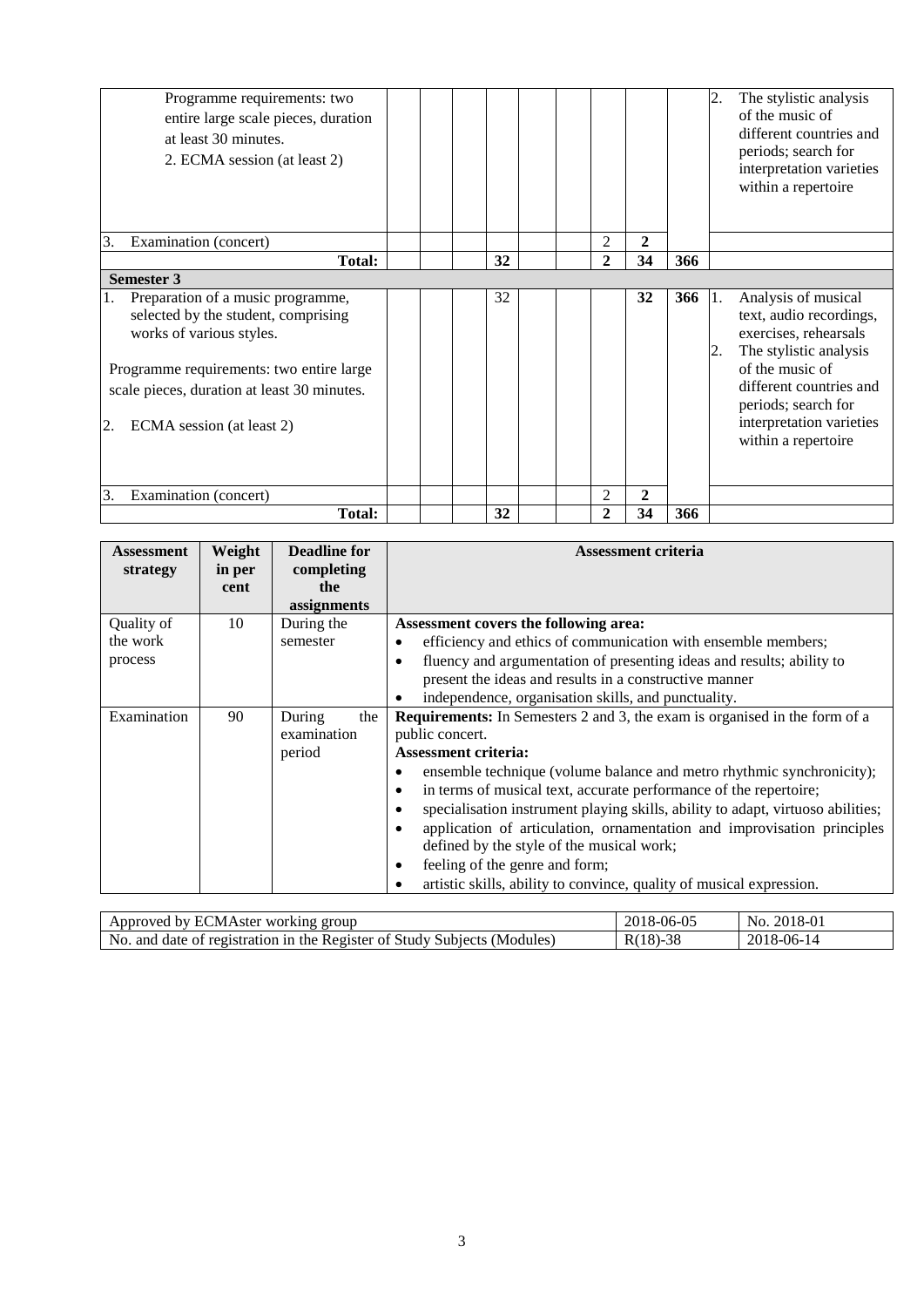| | | | | | | | | | | |
|---|---|---|---|---|---|---|---|---|---|---|
| Programme requirements: two entire large scale pieces, duration at least 30 minutes.<br>2. ECMA session (at least 2) | | | | | | | | | | 2. The stylistic analysis of the music of different countries and periods; search for interpretation varieties within a repertoire |
| 3. Examination (concert) | | | | | | | 2 | **2** | | |
| **Total:** | | | | **32** | | | **2** | **34** | **366** | |
| **Semester 3** | | | | | | | | | | |
| 1. Preparation of a music programme, selected by the student, comprising works of various styles.<br><br>Programme requirements: two entire large scale pieces, duration at least 30 minutes.<br><br>2. ECMA session (at least 2) | | | | 32 | | | | **32** | **366** | 1. Analysis of musical text, audio recordings, exercises, rehearsals<br>2. The stylistic analysis of the music of different countries and periods; search for interpretation varieties within a repertoire |
| 3. Examination (concert) | | | | | | | 2 | **2** | | |
| **Total:** | | | | **32** | | | **2** | **34** | **366** | |

| **Assessment strategy** | **Weight in per cent** | **Deadline for completing the assignments** | **Assessment criteria** |
|---|---|---|---|
| Quality of the work process | 10 | During the semester | **Assessment covers the following area:**<br>• efficiency and ethics of communication with ensemble members;<br>• fluency and argumentation of presenting ideas and results; ability to present the ideas and results in a constructive manner<br>• independence, organisation skills, and punctuality. |
| Examination | 90 | During the examination period | **Requirements:** In Semesters 2 and 3, the exam is organised in the form of a public concert.<br>**Assessment criteria:**<br>• ensemble technique (volume balance and metro rhythmic synchronicity);<br>• in terms of musical text, accurate performance of the repertoire;<br>• specialisation instrument playing skills, ability to adapt, virtuoso abilities;<br>• application of articulation, ornamentation and improvisation principles defined by the style of the musical work;<br>• feeling of the genre and form;<br>• artistic skills, ability to convince, quality of musical expression. |

| | | |
|---|---|---|
| Approved by ECMAster working group | 2018-06-05 | No. 2018-01 |
| No. and date of registration in the Register of Study Subjects (Modules) | R(18)-38 | 2018-06-14 |